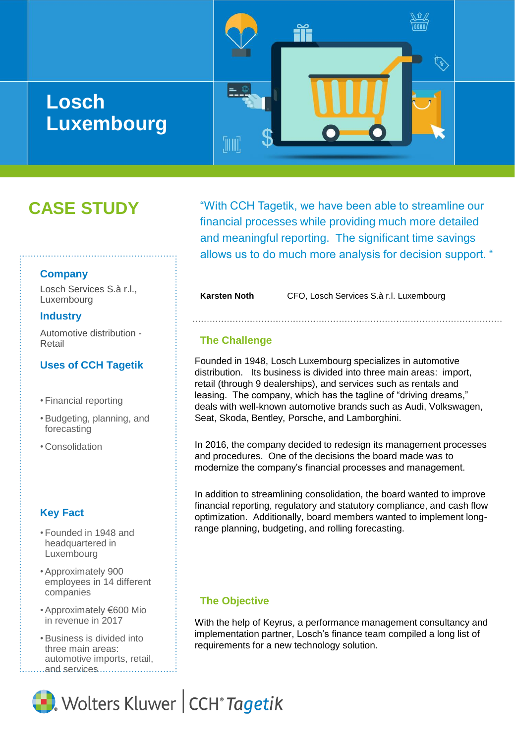# Losch Luxembourg

## CASE STUDY

### Company

Losch Services S.à r.l., Luxembourg

### Industry

Automotive distribution - Retail

### Uses of CCH Tagetik

- Financial reporting
- Budgeting, planning, and forecasting
- Consolidation

### Key Fact

- Founded in 1948 and headquartered in Luxembourg
- Approximately 900 employees in 14 different companies
- Approximately €600 Mio in revenue in 2017
- Business is divided into three main areas: automotive imports, retail, and services

"With CCH Tagetik, we have been able to streamline our financial processes while providing much more detailed and meaningful reporting. The significant time savings allows us to do much more analysis for decision support. "

**Karsten Noth** CFO, Losch Services S.à r.l. Luxembourg

### The Challenge

Founded in 1948, Losch Luxembourg specializes in automotive distribution. Its business is divided into three main areas: import, retail (through 9 dealerships), and services such as rentals and leasing. The company, which has the tagline of "driving dreams," deals with well-known automotive brands such as Audi, Volkswagen, Seat, Skoda, Bentley, Porsche, and Lamborghini.

In 2016, the company decided to redesign its management processes and procedures. One of the decisions the board made was to modernize the company's financial processes and management.

In addition to streamlining consolidation, the board wanted to improve financial reporting, regulatory and statutory compliance, and cash flow optimization. Additionally, board members wanted to implement long-range planning, budgeting, and rolling forecasting.

### The Objective

With the help of Keyrus, a performance management consultancy and implementation partner, Losch's finance team compiled a long list of requirements for a new technology solution.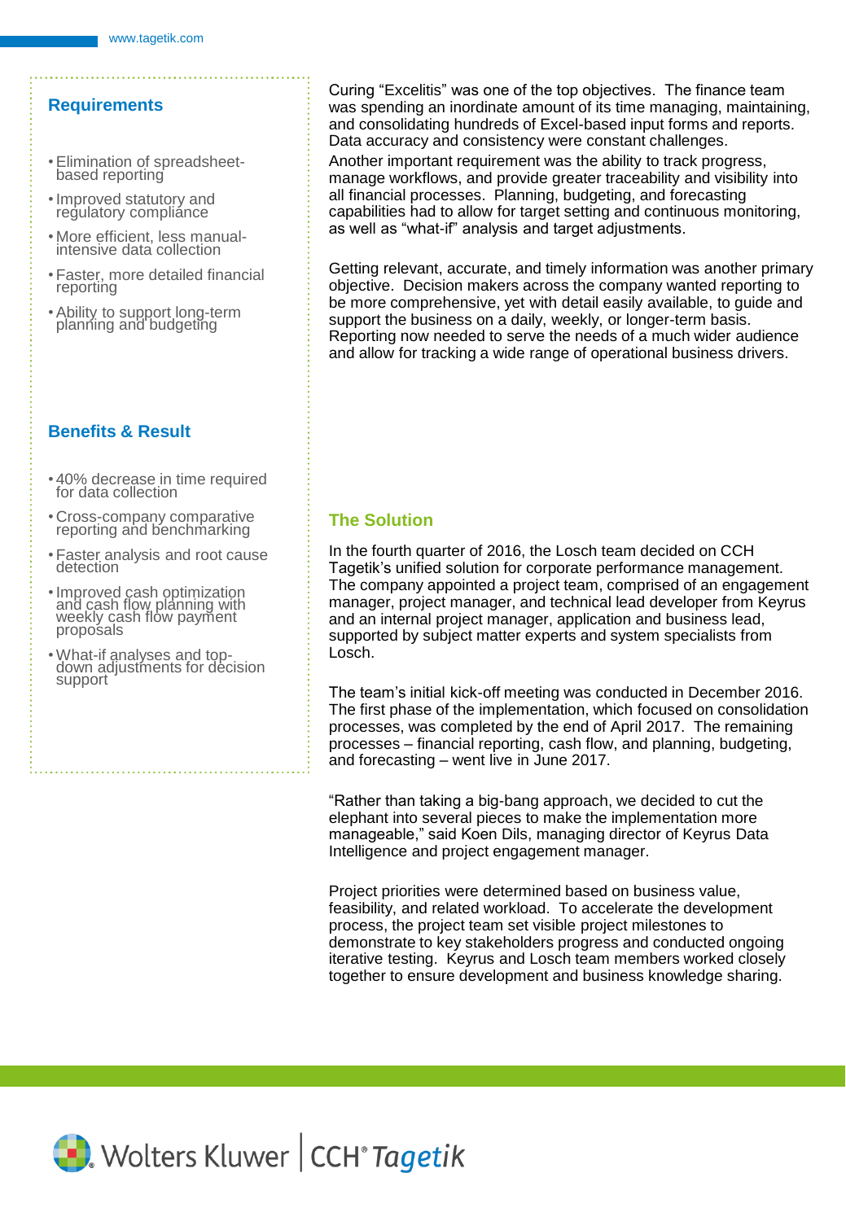## Requirements

- Elimination of spreadsheet-based reporting
- Improved statutory and regulatory compliance
- More efficient, less manual-intensive data collection
- Faster, more detailed financial reporting
- Ability to support long-term planning and budgeting

## Benefits & Result

- 40% decrease in time required for data collection
- Cross-company comparative reporting and benchmarking
- Faster analysis and root cause detection
- Improved cash optimization and cash flow planning with weekly cash flow payment proposals
- What-if analyses and top-down adjustments for decision support

Curing "Excelitis" was one of the top objectives. The finance team was spending an inordinate amount of its time managing, maintaining, and consolidating hundreds of Excel-based input forms and reports. Data accuracy and consistency were constant challenges.
Another important requirement was the ability to track progress, manage workflows, and provide greater traceability and visibility into all financial processes. Planning, budgeting, and forecasting capabilities had to allow for target setting and continuous monitoring, as well as "what-if" analysis and target adjustments.

Getting relevant, accurate, and timely information was another primary objective. Decision makers across the company wanted reporting to be more comprehensive, yet with detail easily available, to guide and support the business on a daily, weekly, or longer-term basis. Reporting now needed to serve the needs of a much wider audience and allow for tracking a wide range of operational business drivers.

## The Solution

In the fourth quarter of 2016, the Losch team decided on CCH Tagetik's unified solution for corporate performance management. The company appointed a project team, comprised of an engagement manager, project manager, and technical lead developer from Keyrus and an internal project manager, application and business lead, supported by subject matter experts and system specialists from Losch.

The team's initial kick-off meeting was conducted in December 2016. The first phase of the implementation, which focused on consolidation processes, was completed by the end of April 2017. The remaining processes – financial reporting, cash flow, and planning, budgeting, and forecasting – went live in June 2017.

"Rather than taking a big-bang approach, we decided to cut the elephant into several pieces to make the implementation more manageable," said Koen Dils, managing director of Keyrus Data Intelligence and project engagement manager.

Project priorities were determined based on business value, feasibility, and related workload. To accelerate the development process, the project team set visible project milestones to demonstrate to key stakeholders progress and conducted ongoing iterative testing. Keyrus and Losch team members worked closely together to ensure development and business knowledge sharing.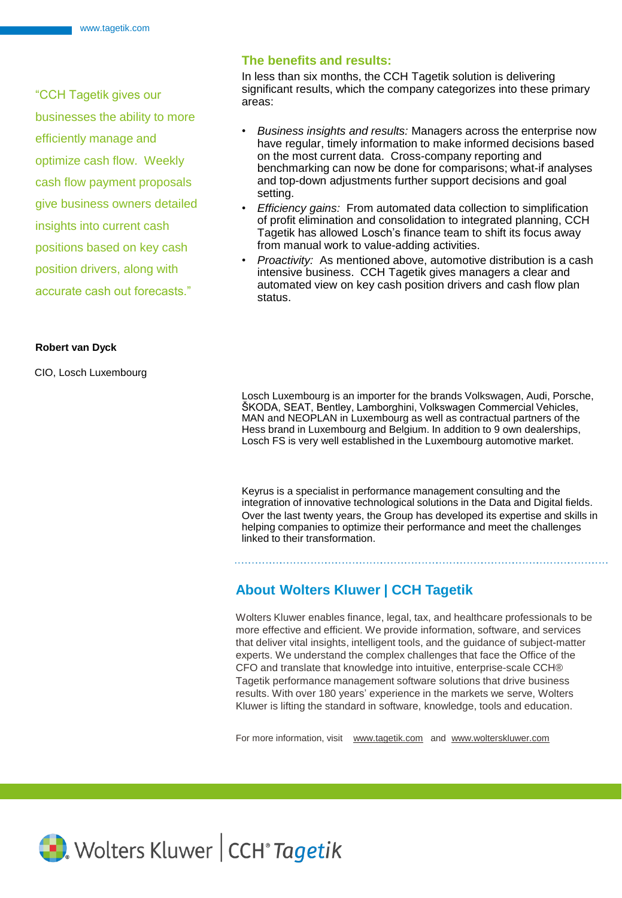“CCH Tagetik gives our businesses the ability to more efficiently manage and optimize cash flow. Weekly cash flow payment proposals give business owners detailed insights into current cash positions based on key cash position drivers, along with accurate cash out forecasts.”

**Robert van Dyck**

CIO, Losch Luxembourg

## The benefits and results:

In less than six months, the CCH Tagetik solution is delivering significant results, which the company categorizes into these primary areas:

- *Business insights and results:* Managers across the enterprise now have regular, timely information to make informed decisions based on the most current data. Cross-company reporting and benchmarking can now be done for comparisons; what-if analyses and top-down adjustments further support decisions and goal setting.
- *Efficiency gains:* From automated data collection to simplification of profit elimination and consolidation to integrated planning, CCH Tagetik has allowed Losch’s finance team to shift its focus away from manual work to value-adding activities.
- *Proactivity:* As mentioned above, automotive distribution is a cash intensive business. CCH Tagetik gives managers a clear and automated view on key cash position drivers and cash flow plan status.

Losch Luxembourg is an importer for the brands Volkswagen, Audi, Porsche, ŠKODA, SEAT, Bentley, Lamborghini, Volkswagen Commercial Vehicles, MAN and NEOPLAN in Luxembourg as well as contractual partners of the Hess brand in Luxembourg and Belgium. In addition to 9 own dealerships, Losch FS is very well established in the Luxembourg automotive market.

Keyrus is a specialist in performance management consulting and the integration of innovative technological solutions in the Data and Digital fields. Over the last twenty years, the Group has developed its expertise and skills in helping companies to optimize their performance and meet the challenges linked to their transformation.

## About Wolters Kluwer | CCH Tagetik

Wolters Kluwer enables finance, legal, tax, and healthcare professionals to be more effective and efficient. We provide information, software, and services that deliver vital insights, intelligent tools, and the guidance of subject-matter experts. We understand the complex challenges that face the Office of the CFO and translate that knowledge into intuitive, enterprise-scale CCH® Tagetik performance management software solutions that drive business results. With over 180 years’ experience in the markets we serve, Wolters Kluwer is lifting the standard in software, knowledge, tools and education.

For more information, visit www.tagetik.com and www.wolterskluwer.com

Wolters Kluwer | CCH® Tagetik